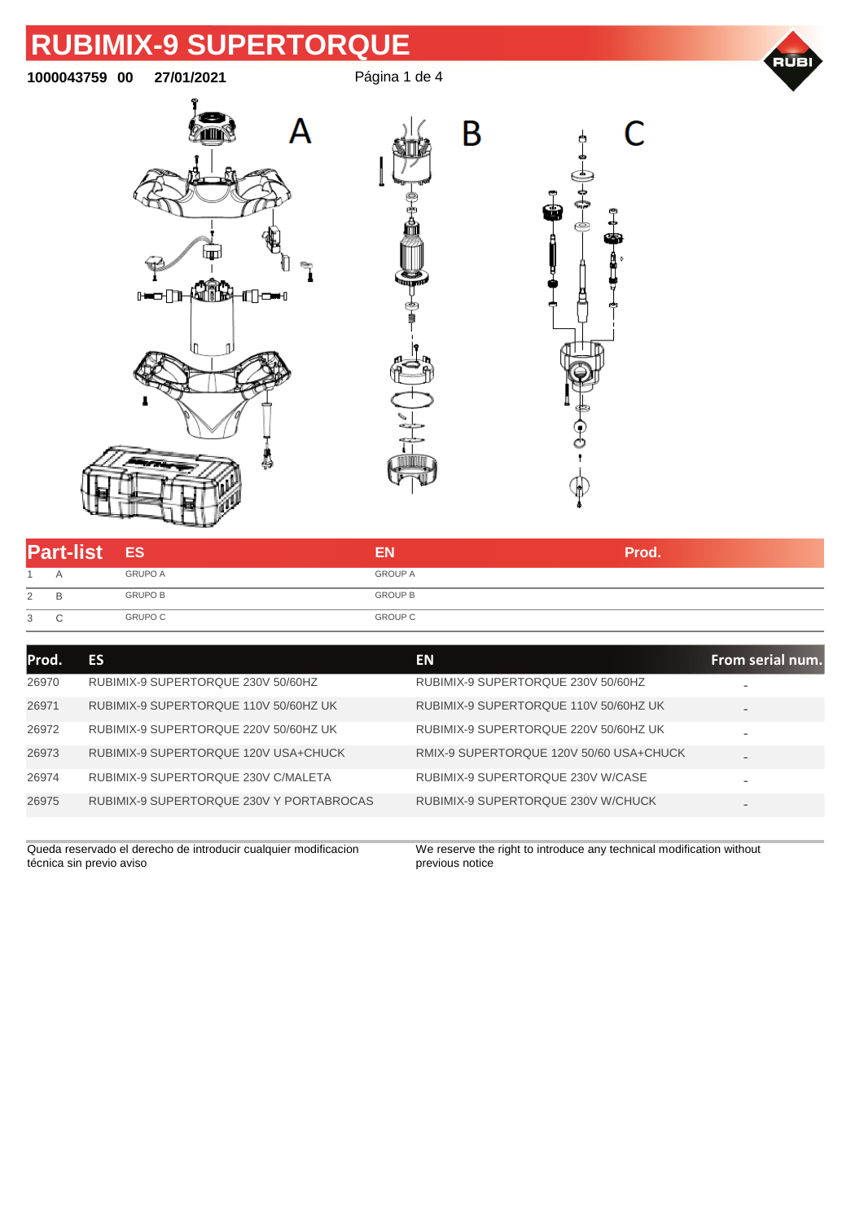# RUBIMIX-9 SUPERTORQUE

**1000043759 00 27/01/2021**

A

B

C

| Part-list | | ES | EN | Prod. |
|---|---|---|---|---|
| 1 | A | GRUPO A | GROUP A | |
| 2 | B | GRUPO B | GROUP B | |
| 3 | C | GRUPO C | GROUP C | |

| Prod. | ES | EN | From serial num. |
|---|---|---|---|
| 26970 | RUBIMIX-9 SUPERTORQUE 230V 50/60HZ | RUBIMIX-9 SUPERTORQUE 230V 50/60HZ | - |
| 26971 | RUBIMIX-9 SUPERTORQUE 110V 50/60HZ UK | RUBIMIX-9 SUPERTORQUE 110V 50/60HZ UK | - |
| 26972 | RUBIMIX-9 SUPERTORQUE 220V 50/60HZ UK | RUBIMIX-9 SUPERTORQUE 220V 50/60HZ UK | - |
| 26973 | RUBIMIX-9 SUPERTORQUE 120V USA+CHUCK | RMIX-9 SUPERTORQUE 120V 50/60 USA+CHUCK | - |
| 26974 | RUBIMIX-9 SUPERTORQUE 230V C/MALETA | RUBIMIX-9 SUPERTORQUE 230V W/CASE | - |
| 26975 | RUBIMIX-9 SUPERTORQUE 230V Y PORTABROCAS | RUBIMIX-9 SUPERTORQUE 230V W/CHUCK | - |

Queda reservado el derecho de introducir cualquier modificacion técnica sin previo aviso

We reserve the right to introduce any technical modification without previous notice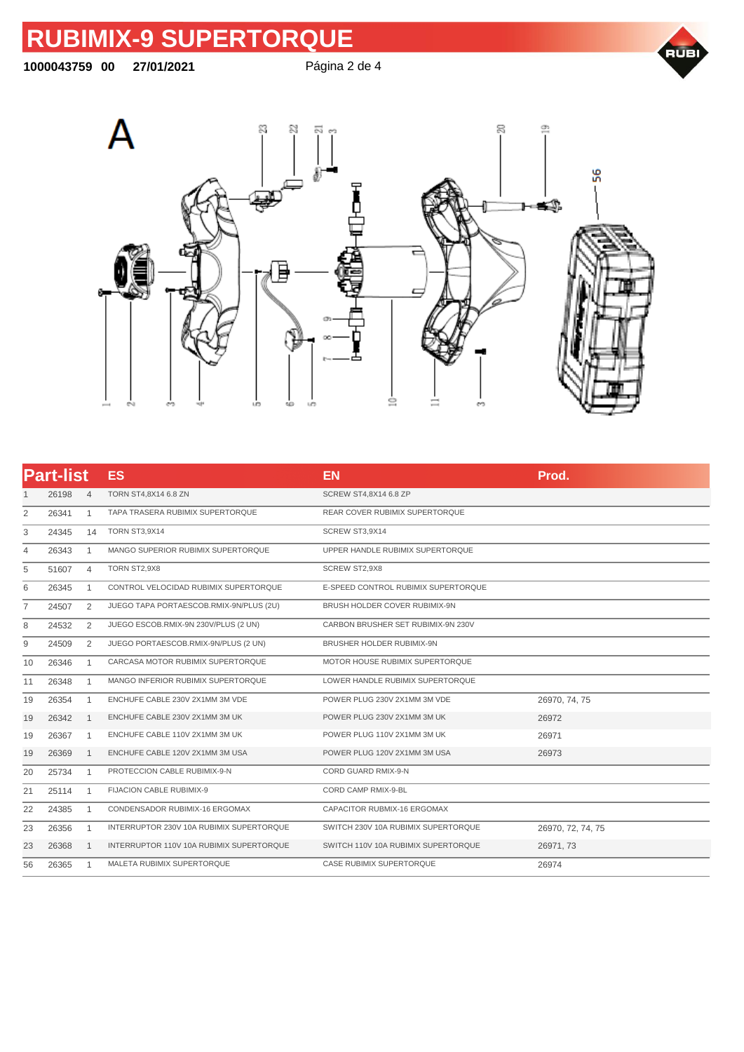# RUBIMIX-9 SUPERTORQUE

**1000043759 00 27/01/2021**

A

## Part-list

| Part-list | | | ES | EN | Prod. |
|---|---|---|---|---|---|
| 1 | 26198 | 4 | TORN ST4,8X14 6.8 ZN | SCREW ST4,8X14 6.8 ZP | |
| 2 | 26341 | 1 | TAPA TRASERA RUBIMIX SUPERTORQUE | REAR COVER RUBIMIX SUPERTORQUE | |
| 3 | 24345 | 14 | TORN ST3,9X14 | SCREW ST3,9X14 | |
| 4 | 26343 | 1 | MANGO SUPERIOR RUBIMIX SUPERTORQUE | UPPER HANDLE RUBIMIX SUPERTORQUE | |
| 5 | 51607 | 4 | TORN ST2,9X8 | SCREW ST2,9X8 | |
| 6 | 26345 | 1 | CONTROL VELOCIDAD RUBIMIX SUPERTORQUE | E-SPEED CONTROL RUBIMIX SUPERTORQUE | |
| 7 | 24507 | 2 | JUEGO TAPA PORTAESCOB.RMIX-9N/PLUS (2U) | BRUSH HOLDER COVER RUBIMIX-9N | |
| 8 | 24532 | 2 | JUEGO ESCOB.RMIX-9N 230V/PLUS (2 UN) | CARBON BRUSHER SET RUBIMIX-9N 230V | |
| 9 | 24509 | 2 | JUEGO PORTAESCOB.RMIX-9N/PLUS (2 UN) | BRUSHER HOLDER RUBIMIX-9N | |
| 10 | 26346 | 1 | CARCASA MOTOR RUBIMIX SUPERTORQUE | MOTOR HOUSE RUBIMIX SUPERTORQUE | |
| 11 | 26348 | 1 | MANGO INFERIOR RUBIMIX SUPERTORQUE | LOWER HANDLE RUBIMIX SUPERTORQUE | |
| 19 | 26354 | 1 | ENCHUFE CABLE 230V 2X1MM 3M VDE | POWER PLUG 230V 2X1MM 3M VDE | 26970, 74, 75 |
| 19 | 26342 | 1 | ENCHUFE CABLE 230V 2X1MM 3M UK | POWER PLUG 230V 2X1MM 3M UK | 26972 |
| 19 | 26367 | 1 | ENCHUFE CABLE 110V 2X1MM 3M UK | POWER PLUG 110V 2X1MM 3M UK | 26971 |
| 19 | 26369 | 1 | ENCHUFE CABLE 120V 2X1MM 3M USA | POWER PLUG 120V 2X1MM 3M USA | 26973 |
| 20 | 25734 | 1 | PROTECCION CABLE RUBIMIX-9-N | CORD GUARD RMIX-9-N | |
| 21 | 25114 | 1 | FIJACION CABLE RUBIMIX-9 | CORD CAMP RMIX-9-BL | |
| 22 | 24385 | 1 | CONDENSADOR RUBIMIX-16 ERGOMAX | CAPACITOR RUBMIX-16 ERGOMAX | |
| 23 | 26356 | 1 | INTERRUPTOR 230V 10A RUBIMIX SUPERTORQUE | SWITCH 230V 10A RUBIMIX SUPERTORQUE | 26970, 72, 74, 75 |
| 23 | 26368 | 1 | INTERRUPTOR 110V 10A RUBIMIX SUPERTORQUE | SWITCH 110V 10A RUBIMIX SUPERTORQUE | 26971, 73 |
| 56 | 26365 | 1 | MALETA RUBIMIX SUPERTORQUE | CASE RUBIMIX SUPERTORQUE | 26974 |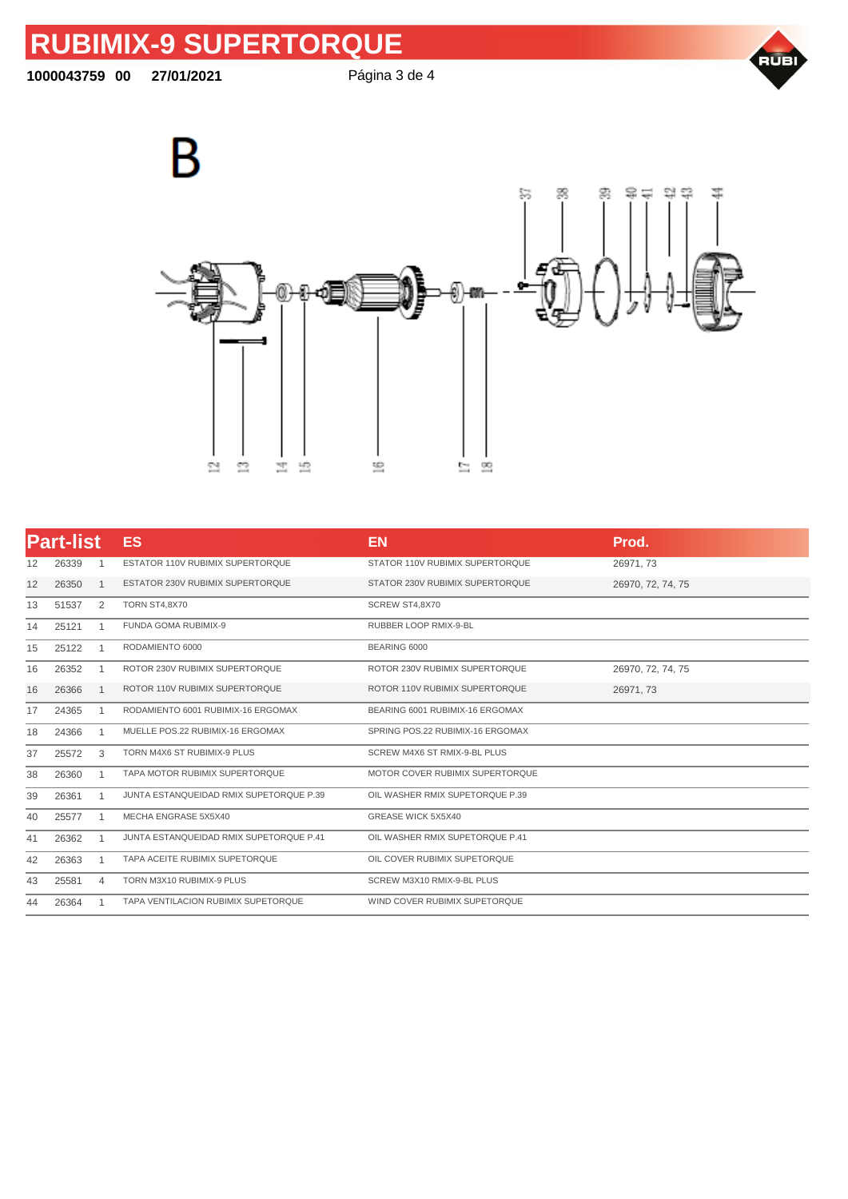# RUBIMIX-9 SUPERTORQUE

**1000043759 00 27/01/2021**

B

| Part-list | | | ES | EN | Prod. |
|---|---|---|---|---|---|
| 12 | 26339 | 1 | ESTATOR 110V RUBIMIX SUPERTORQUE | STATOR 110V RUBIMIX SUPERTORQUE | 26971, 73 |
| 12 | 26350 | 1 | ESTATOR 230V RUBIMIX SUPERTORQUE | STATOR 230V RUBIMIX SUPERTORQUE | 26970, 72, 74, 75 |
| 13 | 51537 | 2 | TORN ST4,8X70 | SCREW ST4,8X70 | |
| 14 | 25121 | 1 | FUNDA GOMA RUBIMIX-9 | RUBBER LOOP RMIX-9-BL | |
| 15 | 25122 | 1 | RODAMIENTO 6000 | BEARING 6000 | |
| 16 | 26352 | 1 | ROTOR 230V RUBIMIX SUPERTORQUE | ROTOR 230V RUBIMIX SUPERTORQUE | 26970, 72, 74, 75 |
| 16 | 26366 | 1 | ROTOR 110V RUBIMIX SUPERTORQUE | ROTOR 110V RUBIMIX SUPERTORQUE | 26971, 73 |
| 17 | 24365 | 1 | RODAMIENTO 6001 RUBIMIX-16 ERGOMAX | BEARING 6001 RUBIMIX-16 ERGOMAX | |
| 18 | 24366 | 1 | MUELLE POS.22 RUBIMIX-16 ERGOMAX | SPRING POS.22 RUBIMIX-16 ERGOMAX | |
| 37 | 25572 | 3 | TORN M4X6 ST RUBIMIX-9 PLUS | SCREW M4X6 ST RMIX-9-BL PLUS | |
| 38 | 26360 | 1 | TAPA MOTOR RUBIMIX SUPERTORQUE | MOTOR COVER RUBIMIX SUPERTORQUE | |
| 39 | 26361 | 1 | JUNTA ESTANQUEIDAD RMIX SUPETORQUE P.39 | OIL WASHER RMIX SUPETORQUE P.39 | |
| 40 | 25577 | 1 | MECHA ENGRASE 5X5X40 | GREASE WICK 5X5X40 | |
| 41 | 26362 | 1 | JUNTA ESTANQUEIDAD RMIX SUPETORQUE P.41 | OIL WASHER RMIX SUPETORQUE P.41 | |
| 42 | 26363 | 1 | TAPA ACEITE RUBIMIX SUPETORQUE | OIL COVER RUBIMIX SUPETORQUE | |
| 43 | 25581 | 4 | TORN M3X10 RUBIMIX-9 PLUS | SCREW M3X10 RMIX-9-BL PLUS | |
| 44 | 26364 | 1 | TAPA VENTILACION RUBIMIX SUPETORQUE | WIND COVER RUBIMIX SUPETORQUE | |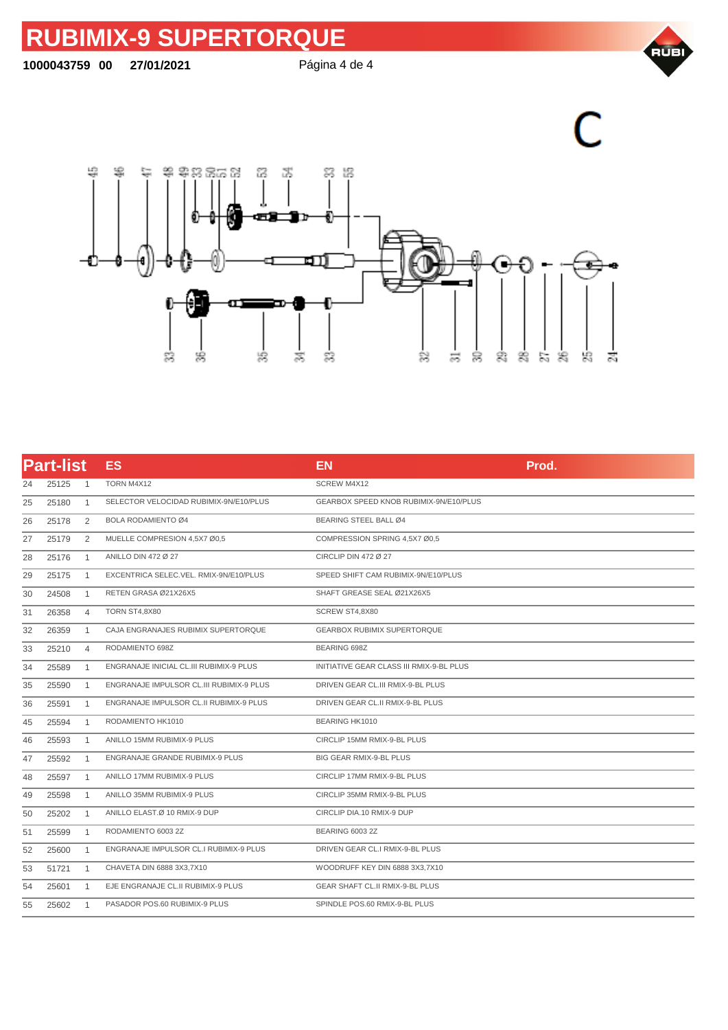# RUBIMIX-9 SUPERTORQUE

**1000043759 00 27/01/2021**

C

45 46 47 48 49 33 50 51 52 53 54 33 55

33 36 35 34 33 32 31 30 29 28 27 26 25 24

| Part-list | | | ES | EN | Prod. |
|---|---|---|---|---|---|
| 24 | 25125 | 1 | TORN M4X12 | SCREW M4X12 | |
| 25 | 25180 | 1 | SELECTOR VELOCIDAD RUBIMIX-9N/E10/PLUS | GEARBOX SPEED KNOB RUBIMIX-9N/E10/PLUS | |
| 26 | 25178 | 2 | BOLA RODAMIENTO Ø4 | BEARING STEEL BALL Ø4 | |
| 27 | 25179 | 2 | MUELLE COMPRESION 4,5X7 Ø0,5 | COMPRESSION SPRING 4,5X7 Ø0,5 | |
| 28 | 25176 | 1 | ANILLO DIN 472 Ø 27 | CIRCLIP DIN 472 Ø 27 | |
| 29 | 25175 | 1 | EXCENTRICA SELEC.VEL. RMIX-9N/E10/PLUS | SPEED SHIFT CAM RUBIMIX-9N/E10/PLUS | |
| 30 | 24508 | 1 | RETEN GRASA Ø21X26X5 | SHAFT GREASE SEAL Ø21X26X5 | |
| 31 | 26358 | 4 | TORN ST4,8X80 | SCREW ST4,8X80 | |
| 32 | 26359 | 1 | CAJA ENGRANAJES RUBIMIX SUPERTORQUE | GEARBOX RUBIMIX SUPERTORQUE | |
| 33 | 25210 | 4 | RODAMIENTO 698Z | BEARING 698Z | |
| 34 | 25589 | 1 | ENGRANAJE INICIAL CL.III RUBIMIX-9 PLUS | INITIATIVE GEAR CLASS III RMIX-9-BL PLUS | |
| 35 | 25590 | 1 | ENGRANAJE IMPULSOR CL.III RUBIMIX-9 PLUS | DRIVEN GEAR CL.III RMIX-9-BL PLUS | |
| 36 | 25591 | 1 | ENGRANAJE IMPULSOR CL.II RUBIMIX-9 PLUS | DRIVEN GEAR CL.II RMIX-9-BL PLUS | |
| 45 | 25594 | 1 | RODAMIENTO HK1010 | BEARING HK1010 | |
| 46 | 25593 | 1 | ANILLO 15MM RUBIMIX-9 PLUS | CIRCLIP 15MM RMIX-9-BL PLUS | |
| 47 | 25592 | 1 | ENGRANAJE GRANDE RUBIMIX-9 PLUS | BIG GEAR RMIX-9-BL PLUS | |
| 48 | 25597 | 1 | ANILLO 17MM RUBIMIX-9 PLUS | CIRCLIP 17MM RMIX-9-BL PLUS | |
| 49 | 25598 | 1 | ANILLO 35MM RUBIMIX-9 PLUS | CIRCLIP 35MM RMIX-9-BL PLUS | |
| 50 | 25202 | 1 | ANILLO ELAST.Ø 10 RMIX-9 DUP | CIRCLIP DIA.10 RMIX-9 DUP | |
| 51 | 25599 | 1 | RODAMIENTO 6003 2Z | BEARING 6003 2Z | |
| 52 | 25600 | 1 | ENGRANAJE IMPULSOR CL.I RUBIMIX-9 PLUS | DRIVEN GEAR CL.I RMIX-9-BL PLUS | |
| 53 | 51721 | 1 | CHAVETA DIN 6888 3X3,7X10 | WOODRUFF KEY DIN 6888 3X3,7X10 | |
| 54 | 25601 | 1 | EJE ENGRANAJE CL.II RUBIMIX-9 PLUS | GEAR SHAFT CL.II RMIX-9-BL PLUS | |
| 55 | 25602 | 1 | PASADOR POS.60 RUBIMIX-9 PLUS | SPINDLE POS.60 RMIX-9-BL PLUS | |